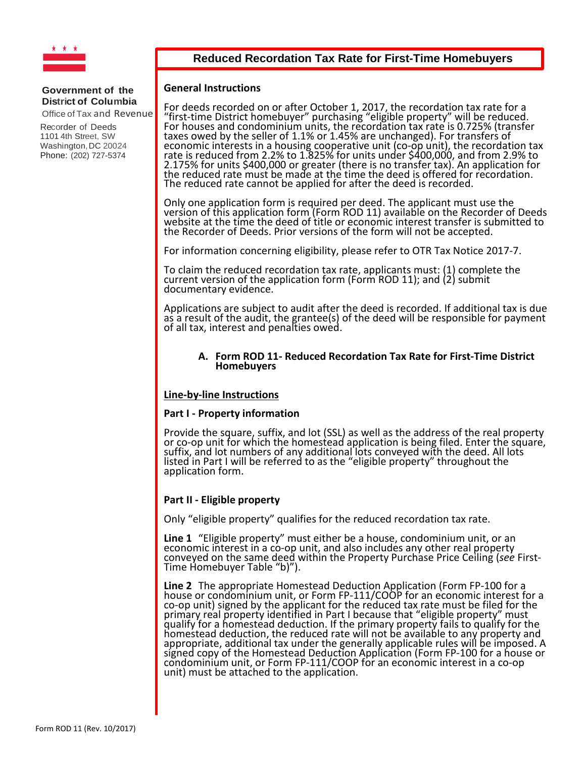Government of the District of Columbia
Office of Tax and Revenue
Recorder of Deeds
1101 4th Street, SW
Washington, DC 20024
Phone: (202) 727-5374

# Reduced Recordation Tax Rate for First-Time Homebuyers

## General Instructions

For deeds recorded on or after October 1, 2017, the recordation tax rate for a "first-time District homebuyer" purchasing "eligible property" will be reduced. For houses and condominium units, the recordation tax rate is 0.725% (transfer taxes owed by the seller of 1.1% or 1.45% are unchanged). For transfers of economic interests in a housing cooperative unit (co-op unit), the recordation tax rate is reduced from 2.2% to 1.825% for units under $400,000, and from 2.9% to 2.175% for units $400,000 or greater (there is no transfer tax). An application for the reduced rate must be made at the time the deed is offered for recordation. The reduced rate cannot be applied for after the deed is recorded.

Only one application form is required per deed. The applicant must use the version of this application form (Form ROD 11) available on the Recorder of Deeds website at the time the deed of title or economic interest transfer is submitted to the Recorder of Deeds. Prior versions of the form will not be accepted.

For information concerning eligibility, please refer to OTR Tax Notice 2017-7.

To claim the reduced recordation tax rate, applicants must: (1) complete the current version of the application form (Form ROD 11); and (2) submit documentary evidence.

Applications are subject to audit after the deed is recorded. If additional tax is due as a result of the audit, the grantee(s) of the deed will be responsible for payment of all tax, interest and penalties owed.

### A. Form ROD 11- Reduced Recordation Tax Rate for First-Time District Homebuyers

**<u>Line-by-line Instructions</u>**

**Part I - Property information**

Provide the square, suffix, and lot (SSL) as well as the address of the real property or co-op unit for which the homestead application is being filed. Enter the square, suffix, and lot numbers of any additional lots conveyed with the deed. All lots listed in Part I will be referred to as the "eligible property" throughout the application form.

**Part II - Eligible property**

Only "eligible property" qualifies for the reduced recordation tax rate.

**Line 1** "Eligible property" must either be a house, condominium unit, or an economic interest in a co-op unit, and also includes any other real property conveyed on the same deed within the Property Purchase Price Ceiling (*see* First-Time Homebuyer Table "b)").

**Line 2** The appropriate Homestead Deduction Application (Form FP-100 for a house or condominium unit, or Form FP-111/COOP for an economic interest for a co-op unit) signed by the applicant for the reduced tax rate must be filed for the primary real property identified in Part I because that "eligible property" must qualify for a homestead deduction. If the primary property fails to qualify for the homestead deduction, the reduced rate will not be available to any property and appropriate, additional tax under the generally applicable rules will be imposed. A signed copy of the Homestead Deduction Application (Form FP-100 for a house or condominium unit, or Form FP-111/COOP for an economic interest in a co-op unit) must be attached to the application.

Form ROD 11 (Rev. 10/2017)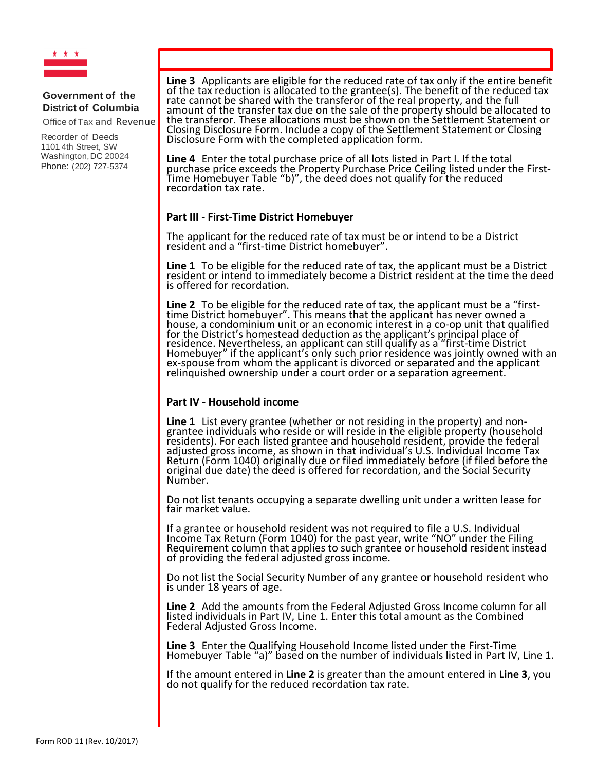Government of the District of Columbia

Office of Tax and Revenue

Recorder of Deeds
1101 4th Street, SW
Washington, DC 20024
Phone: (202) 727-5374

**Line 3** Applicants are eligible for the reduced rate of tax only if the entire benefit of the tax reduction is allocated to the grantee(s). The benefit of the reduced tax rate cannot be shared with the transferor of the real property, and the full amount of the transfer tax due on the sale of the property should be allocated to the transferor. These allocations must be shown on the Settlement Statement or Closing Disclosure Form. Include a copy of the Settlement Statement or Closing Disclosure Form with the completed application form.

**Line 4** Enter the total purchase price of all lots listed in Part I. If the total purchase price exceeds the Property Purchase Price Ceiling listed under the First-Time Homebuyer Table "b)", the deed does not qualify for the reduced recordation tax rate.

**Part III - First-Time District Homebuyer**

The applicant for the reduced rate of tax must be or intend to be a District resident and a "first-time District homebuyer".

**Line 1** To be eligible for the reduced rate of tax, the applicant must be a District resident or intend to immediately become a District resident at the time the deed is offered for recordation.

**Line 2** To be eligible for the reduced rate of tax, the applicant must be a "first-time District homebuyer". This means that the applicant has never owned a house, a condominium unit or an economic interest in a co-op unit that qualified for the District's homestead deduction as the applicant's principal place of residence. Nevertheless, an applicant can still qualify as a "first-time District Homebuyer" if the applicant's only such prior residence was jointly owned with an ex-spouse from whom the applicant is divorced or separated and the applicant relinquished ownership under a court order or a separation agreement.

**Part IV - Household income**

**Line 1** List every grantee (whether or not residing in the property) and non-grantee individuals who reside or will reside in the eligible property (household residents). For each listed grantee and household resident, provide the federal adjusted gross income, as shown in that individual's U.S. Individual Income Tax Return (Form 1040) originally due or filed immediately before (if filed before the original due date) the deed is offered for recordation, and the Social Security Number.

Do not list tenants occupying a separate dwelling unit under a written lease for fair market value.

If a grantee or household resident was not required to file a U.S. Individual Income Tax Return (Form 1040) for the past year, write "NO" under the Filing Requirement column that applies to such grantee or household resident instead of providing the federal adjusted gross income.

Do not list the Social Security Number of any grantee or household resident who is under 18 years of age.

**Line 2** Add the amounts from the Federal Adjusted Gross Income column for all listed individuals in Part IV, Line 1. Enter this total amount as the Combined Federal Adjusted Gross Income.

**Line 3** Enter the Qualifying Household Income listed under the First-Time Homebuyer Table "a)" based on the number of individuals listed in Part IV, Line 1.

If the amount entered in **Line 2** is greater than the amount entered in **Line 3**, you do not qualify for the reduced recordation tax rate.

Form ROD 11 (Rev. 10/2017)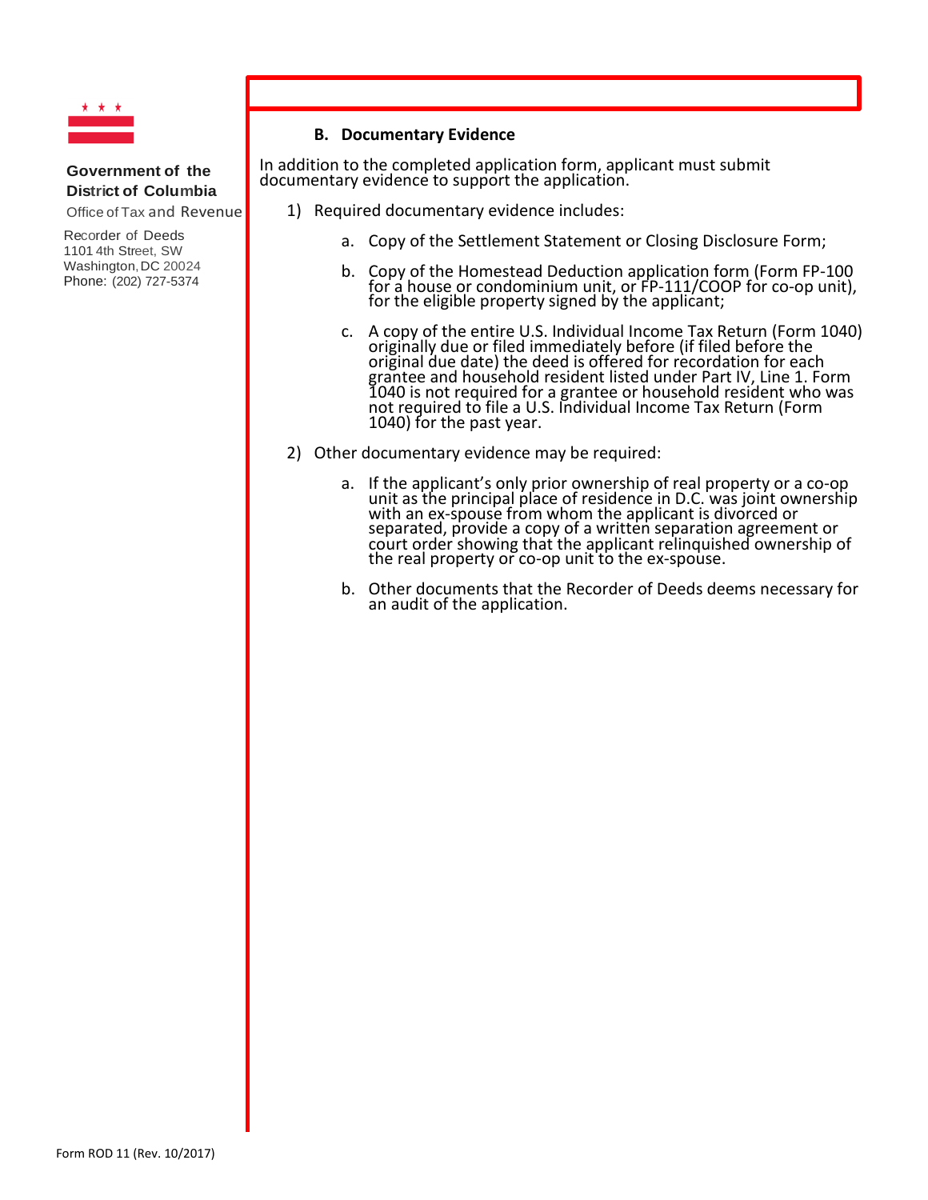Government of the District of Columbia
Office of Tax and Revenue

Recorder of Deeds
1101 4th Street, SW
Washington, DC 20024
Phone: (202) 727-5374

**B. Documentary Evidence**

In addition to the completed application form, applicant must submit documentary evidence to support the application.

1) Required documentary evidence includes:

   a. Copy of the Settlement Statement or Closing Disclosure Form;

   b. Copy of the Homestead Deduction application form (Form FP-100 for a house or condominium unit, or FP-111/COOP for co-op unit), for the eligible property signed by the applicant;

   c. A copy of the entire U.S. Individual Income Tax Return (Form 1040) originally due or filed immediately before (if filed before the original due date) the deed is offered for recordation for each grantee and household resident listed under Part IV, Line 1. Form 1040 is not required for a grantee or household resident who was not required to file a U.S. Individual Income Tax Return (Form 1040) for the past year.

2) Other documentary evidence may be required:

   a. If the applicant's only prior ownership of real property or a co-op unit as the principal place of residence in D.C. was joint ownership with an ex-spouse from whom the applicant is divorced or separated, provide a copy of a written separation agreement or court order showing that the applicant relinquished ownership of the real property or co-op unit to the ex-spouse.

   b. Other documents that the Recorder of Deeds deems necessary for an audit of the application.

Form ROD 11 (Rev. 10/2017)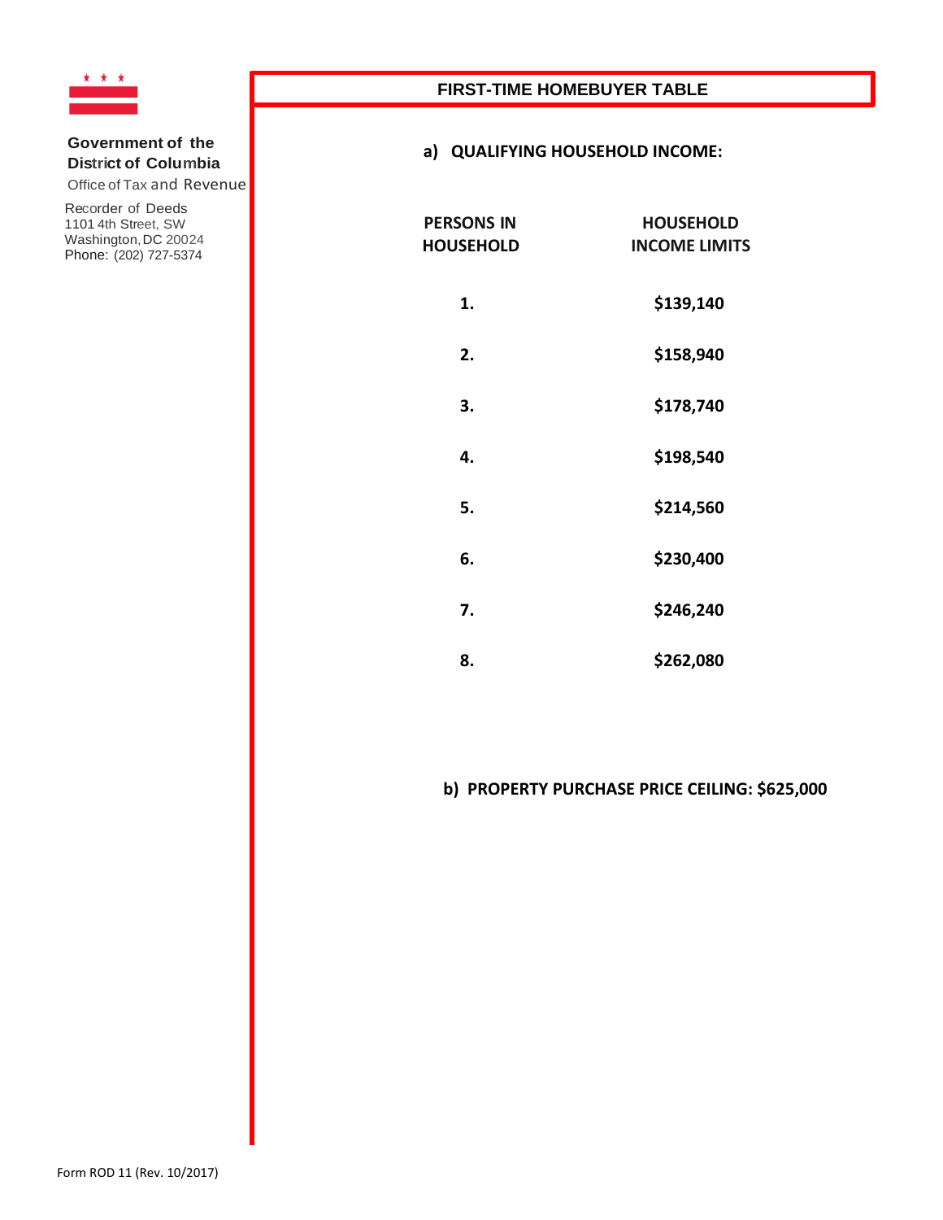**Government of the District of Columbia**
Office of Tax and Revenue

Recorder of Deeds
1101 4th Street, SW
Washington, DC 20024
Phone: (202) 727-5374

# FIRST-TIME HOMEBUYER TABLE

**a) QUALIFYING HOUSEHOLD INCOME:**

| PERSONS IN HOUSEHOLD | HOUSEHOLD INCOME LIMITS |
|---|---|
| 1. | $139,140 |
| 2. | $158,940 |
| 3. | $178,740 |
| 4. | $198,540 |
| 5. | $214,560 |
| 6. | $230,400 |
| 7. | $246,240 |
| 8. | $262,080 |

**b) PROPERTY PURCHASE PRICE CEILING: $625,000**

Form ROD 11 (Rev. 10/2017)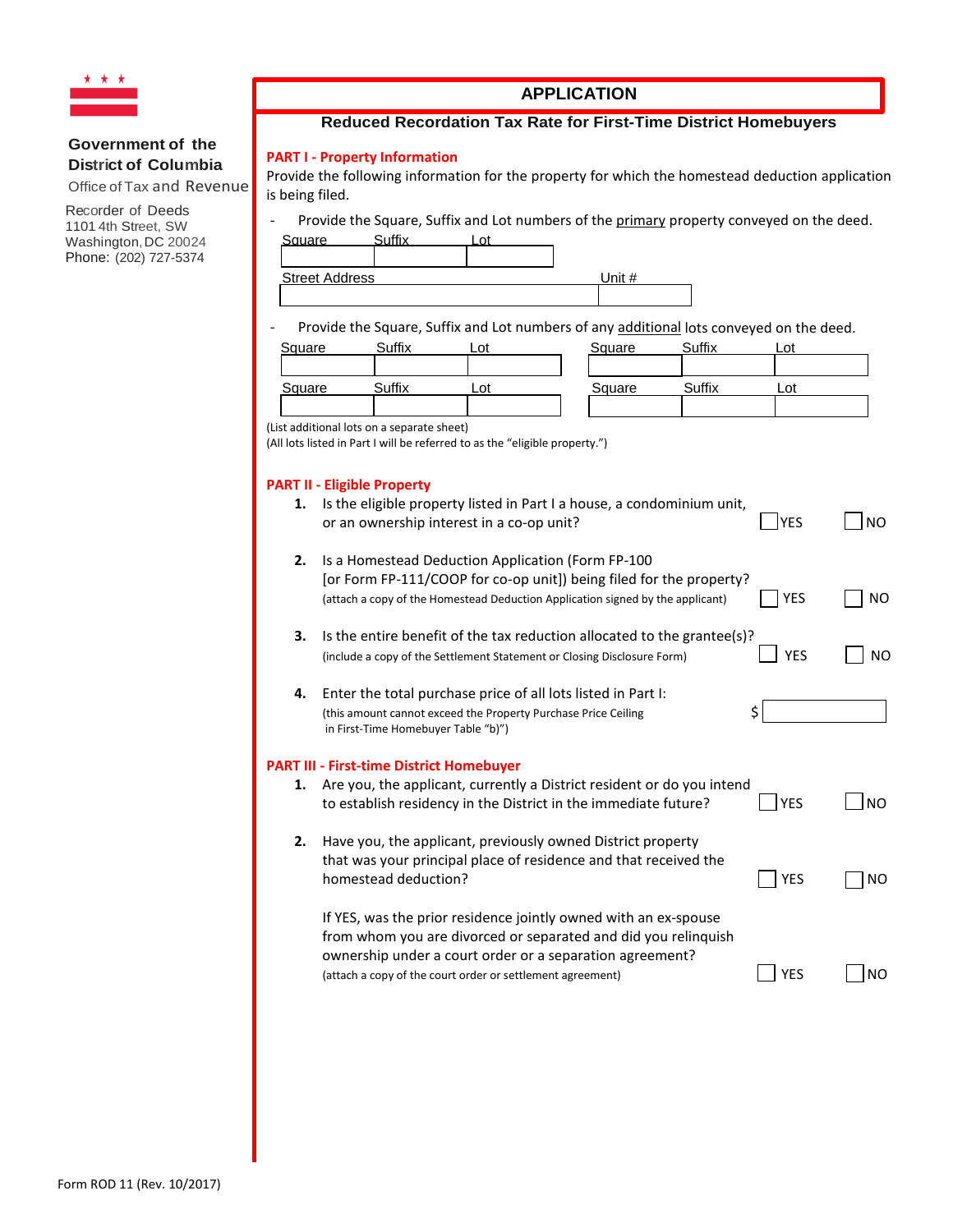Government of the District of Columbia
Office of Tax and Revenue

Recorder of Deeds
1101 4th Street, SW
Washington, DC 20024
Phone: (202) 727-5374

# APPLICATION

## Reduced Recordation Tax Rate for First-Time District Homebuyers

### PART I - Property Information

Provide the following information for the property for which the homestead deduction application is being filed.

- Provide the Square, Suffix and Lot numbers of the primary property conveyed on the deed.

| Square | Suffix | Lot |
|---|---|---|
| | | |

| Street Address | Unit # |
|---|---|
| | |

- Provide the Square, Suffix and Lot numbers of any additional lots conveyed on the deed.

| Square | Suffix | Lot | Square | Suffix | Lot |
|---|---|---|---|---|---|
| | | | | | |
| | | | | | |

(List additional lots on a separate sheet)
(All lots listed in Part I will be referred to as the "eligible property.")

### PART II - Eligible Property

1. Is the eligible property listed in Part I a house, a condominium unit, or an ownership interest in a co-op unit? ☐ YES ☐ NO

2. Is a Homestead Deduction Application (Form FP-100 [or Form FP-111/COOP for co-op unit]) being filed for the property?
(attach a copy of the Homestead Deduction Application signed by the applicant) ☐ YES ☐ NO

3. Is the entire benefit of the tax reduction allocated to the grantee(s)?
(include a copy of the Settlement Statement or Closing Disclosure Form) ☐ YES ☐ NO

4. Enter the total purchase price of all lots listed in Part I:
(this amount cannot exceed the Property Purchase Price Ceiling in First-Time Homebuyer Table "b)") $ ____________

### PART III - First-time District Homebuyer

1. Are you, the applicant, currently a District resident or do you intend to establish residency in the District in the immediate future? ☐ YES ☐ NO

2. Have you, the applicant, previously owned District property that was your principal place of residence and that received the homestead deduction? ☐ YES ☐ NO

   If YES, was the prior residence jointly owned with an ex-spouse from whom you are divorced or separated and did you relinquish ownership under a court order or a separation agreement?
   (attach a copy of the court order or settlement agreement) ☐ YES ☐ NO

Form ROD 11 (Rev. 10/2017)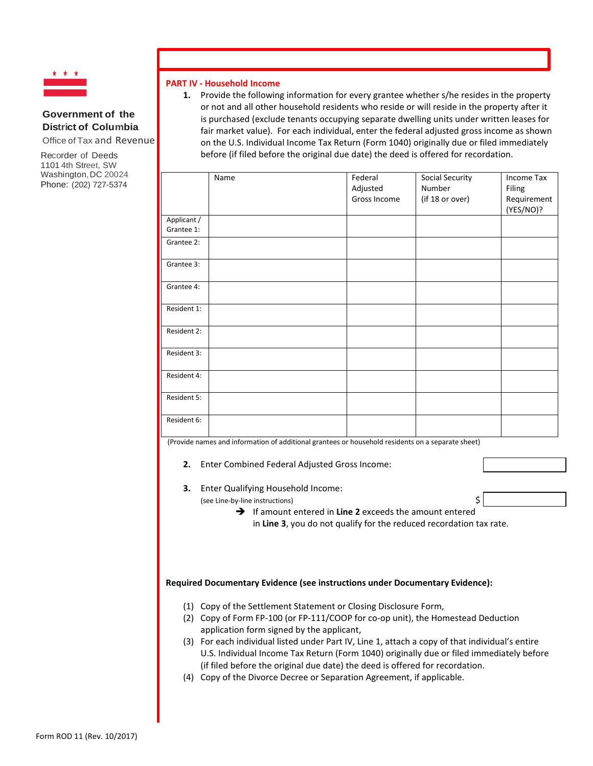Government of the District of Columbia
Office of Tax and Revenue

Recorder of Deeds
1101 4th Street, SW
Washington, DC 20024
Phone: (202) 727-5374

## PART IV - Household Income

1. Provide the following information for every grantee whether s/he resides in the property or not and all other household residents who reside or will reside in the property after it is purchased (exclude tenants occupying separate dwelling units under written leases for fair market value). For each individual, enter the federal adjusted gross income as shown on the U.S. Individual Income Tax Return (Form 1040) originally due or filed immediately before (if filed before the original due date) the deed is offered for recordation.

| | Name | Federal Adjusted Gross Income | Social Security Number (if 18 or over) | Income Tax Filing Requirement (YES/NO)? |
|---|---|---|---|---|
| Applicant / Grantee 1: | | | | |
| Grantee 2: | | | | |
| Grantee 3: | | | | |
| Grantee 4: | | | | |
| Resident 1: | | | | |
| Resident 2: | | | | |
| Resident 3: | | | | |
| Resident 4: | | | | |
| Resident 5: | | | | |
| Resident 6: | | | | |

(Provide names and information of additional grantees or household residents on a separate sheet)

2. Enter Combined Federal Adjusted Gross Income: \_\_\_\_\_\_\_\_\_\_

3. Enter Qualifying Household Income: $ \_\_\_\_\_\_\_\_\_\_
(see Line-by-line instructions)
➔ If amount entered in **Line 2** exceeds the amount entered in **Line 3**, you do not qualify for the reduced recordation tax rate.

**Required Documentary Evidence (see instructions under Documentary Evidence):**

(1) Copy of the Settlement Statement or Closing Disclosure Form,
(2) Copy of Form FP-100 (or FP-111/COOP for co-op unit), the Homestead Deduction application form signed by the applicant,
(3) For each individual listed under Part IV, Line 1, attach a copy of that individual's entire U.S. Individual Income Tax Return (Form 1040) originally due or filed immediately before (if filed before the original due date) the deed is offered for recordation.
(4) Copy of the Divorce Decree or Separation Agreement, if applicable.

Form ROD 11 (Rev. 10/2017)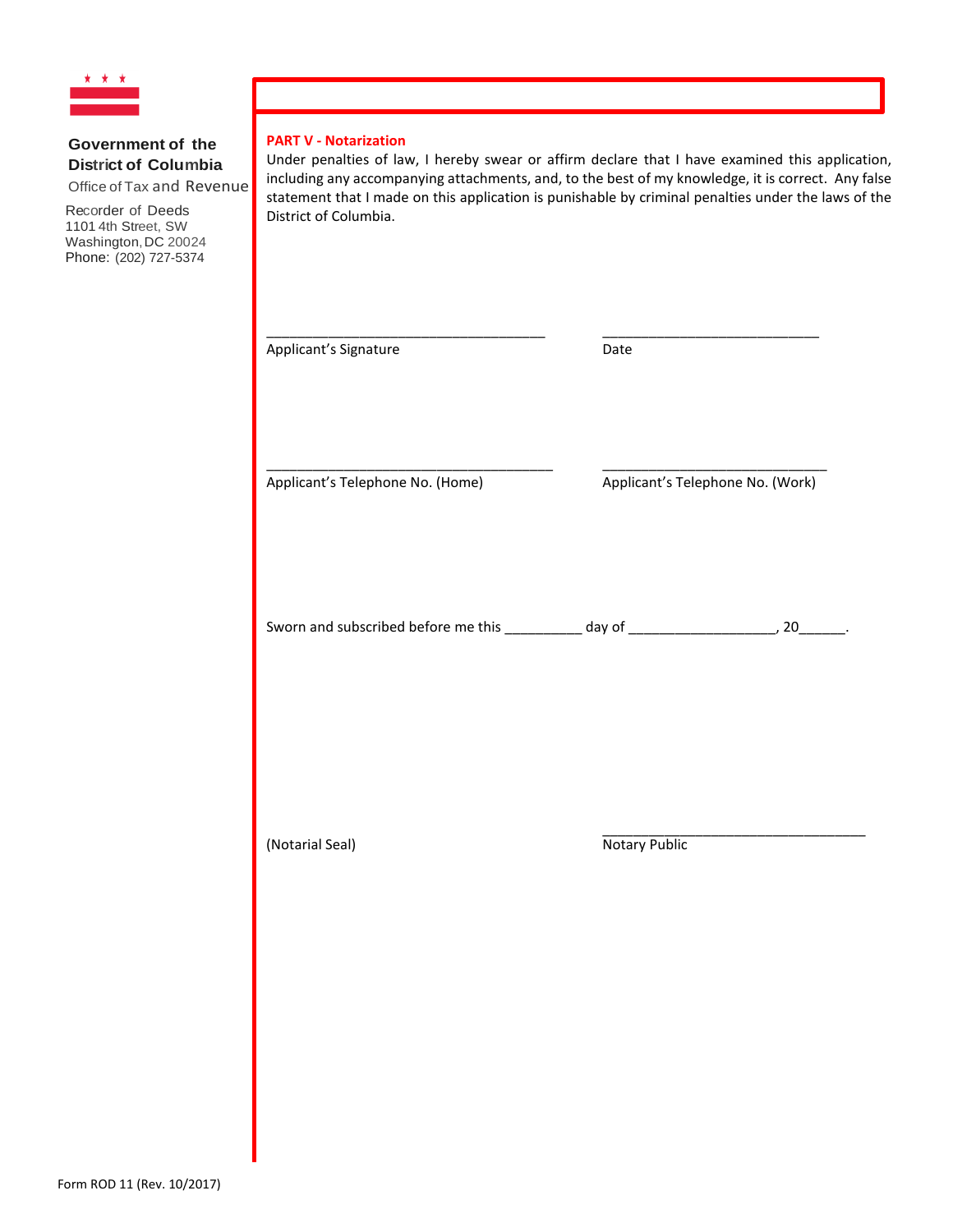**Government of the District of Columbia**

Office of Tax and Revenue

Recorder of Deeds
1101 4th Street, SW
Washington, DC 20024
Phone: (202) 727-5374

## PART V - Notarization

Under penalties of law, I hereby swear or affirm declare that I have examined this application, including any accompanying attachments, and, to the best of my knowledge, it is correct. Any false statement that I made on this application is punishable by criminal penalties under the laws of the District of Columbia.

_____________________________________ Applicant's Signature

_____________________________ Date

______________________________________ Applicant's Telephone No. (Home)

______________________________ Applicant's Telephone No. (Work)

Sworn and subscribed before me this __________ day of ___________________, 20______.

(Notarial Seal)

___________________________________ Notary Public

Form ROD 11 (Rev. 10/2017)